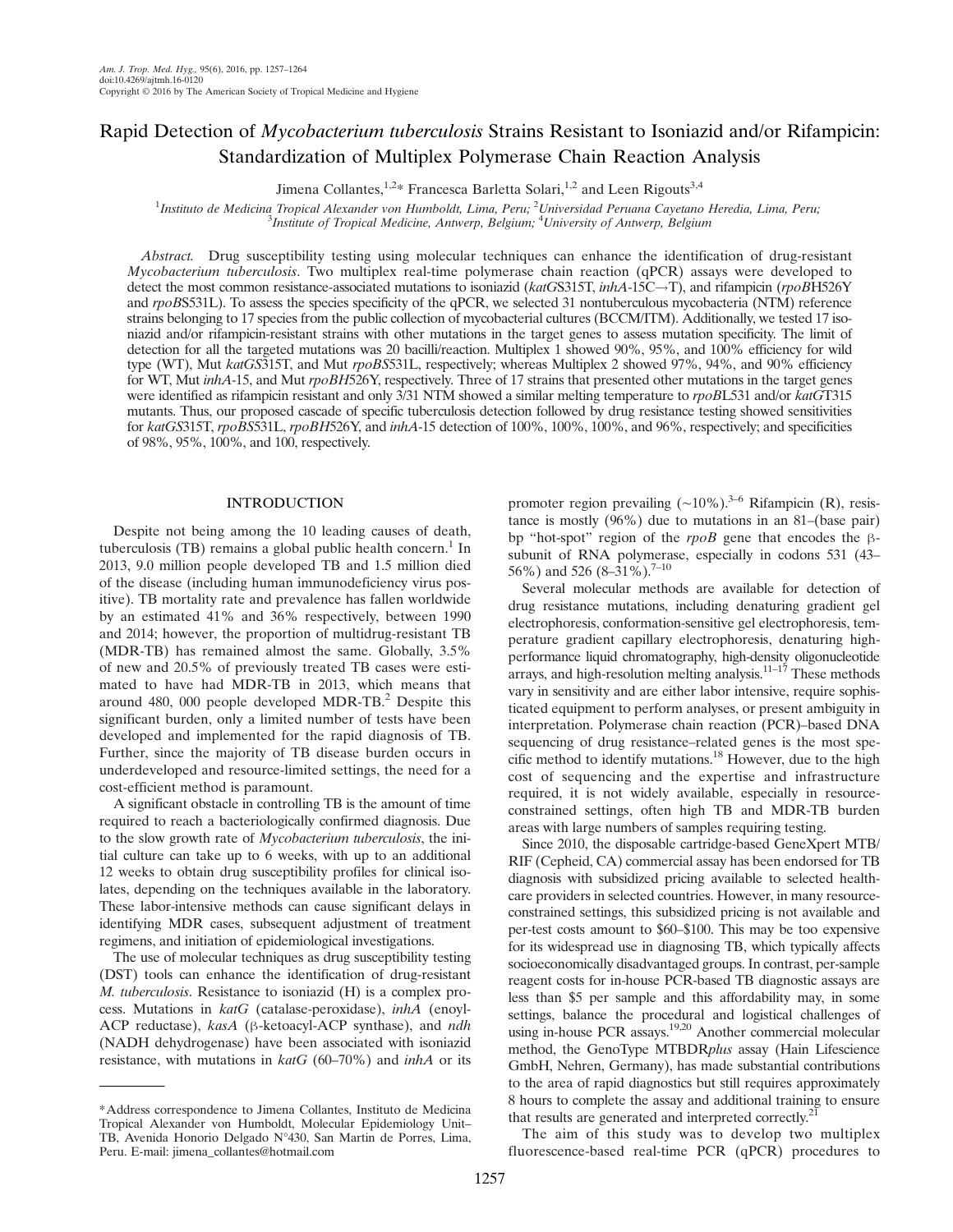# Rapid Detection of *Mycobacterium tuberculosis* Strains Resistant to Isoniazid and/or Rifampicin: Standardization of Multiplex Polymerase Chain Reaction Analysis

Jimena Collantes,[1,2]* Francesca Barletta Solari,[1,2] and Leen Rigouts[3,4]

[1]*Instituto de Medicina Tropical Alexander von Humboldt, Lima, Peru;* [2]*Universidad Peruana Cayetano Heredia, Lima, Peru;* [3]*Institute of Tropical Medicine, Antwerp, Belgium;* [4]*University of Antwerp, Belgium*

*Abstract.* Drug susceptibility testing using molecular techniques can enhance the identification of drug-resistant *Mycobacterium tuberculosis*. Two multiplex real-time polymerase chain reaction (qPCR) assays were developed to detect the most common resistance-associated mutations to isoniazid (*katG*S315T, *inhA*-15C→T), and rifampicin (*rpoB*H526Y and *rpoB*S531L). To assess the species specificity of the qPCR, we selected 31 nontuberculous mycobacteria (NTM) reference strains belonging to 17 species from the public collection of mycobacterial cultures (BCCM/ITM). Additionally, we tested 17 isoniazid and/or rifampicin-resistant strains with other mutations in the target genes to assess mutation specificity. The limit of detection for all the targeted mutations was 20 bacilli/reaction. Multiplex 1 showed 90%, 95%, and 100% efficiency for wild type (WT), Mut *katG*S315T, and Mut *rpoB*S531L, respectively; whereas Multiplex 2 showed 97%, 94%, and 90% efficiency for WT, Mut *inhA*-15, and Mut *rpoB*H526Y, respectively. Three of 17 strains that presented other mutations in the target genes were identified as rifampicin resistant and only 3/31 NTM showed a similar melting temperature to *rpoB*L531 and/or *katG*T315 mutants. Thus, our proposed cascade of specific tuberculosis detection followed by drug resistance testing showed sensitivities for *katG*S315T, *rpoB*S531L, *rpoB*H526Y, and *inhA*-15 detection of 100%, 100%, 100%, and 96%, respectively; and specificities of 98%, 95%, 100%, and 100, respectively.

## INTRODUCTION

Despite not being among the 10 leading causes of death, tuberculosis (TB) remains a global public health concern.[1] In 2013, 9.0 million people developed TB and 1.5 million died of the disease (including human immunodeficiency virus positive). TB mortality rate and prevalence has fallen worldwide by an estimated 41% and 36% respectively, between 1990 and 2014; however, the proportion of multidrug-resistant TB (MDR-TB) has remained almost the same. Globally, 3.5% of new and 20.5% of previously treated TB cases were estimated to have had MDR-TB in 2013, which means that around 480, 000 people developed MDR-TB.[2] Despite this significant burden, only a limited number of tests have been developed and implemented for the rapid diagnosis of TB. Further, since the majority of TB disease burden occurs in underdeveloped and resource-limited settings, the need for a cost-efficient method is paramount.

A significant obstacle in controlling TB is the amount of time required to reach a bacteriologically confirmed diagnosis. Due to the slow growth rate of *Mycobacterium tuberculosis*, the initial culture can take up to 6 weeks, with up to an additional 12 weeks to obtain drug susceptibility profiles for clinical isolates, depending on the techniques available in the laboratory. These labor-intensive methods can cause significant delays in identifying MDR cases, subsequent adjustment of treatment regimens, and initiation of epidemiological investigations.

The use of molecular techniques as drug susceptibility testing (DST) tools can enhance the identification of drug-resistant *M. tuberculosis*. Resistance to isoniazid (H) is a complex process. Mutations in *katG* (catalase-peroxidase), *inhA* (enoyl-ACP reductase), *kasA* (β-ketoacyl-ACP synthase), and *ndh* (NADH dehydrogenase) have been associated with isoniazid resistance, with mutations in *katG* (60–70%) and *inhA* or its promoter region prevailing (~10%).[3–6] Rifampicin (R), resistance is mostly (96%) due to mutations in an 81–(base pair) bp "hot-spot" region of the *rpoB* gene that encodes the β-subunit of RNA polymerase, especially in codons 531 (43–56%) and 526 (8–31%).[7–10]

Several molecular methods are available for detection of drug resistance mutations, including denaturing gradient gel electrophoresis, conformation-sensitive gel electrophoresis, temperature gradient capillary electrophoresis, denaturing high-performance liquid chromatography, high-density oligonucleotide arrays, and high-resolution melting analysis.[11–17] These methods vary in sensitivity and are either labor intensive, require sophisticated equipment to perform analyses, or present ambiguity in interpretation. Polymerase chain reaction (PCR)–based DNA sequencing of drug resistance–related genes is the most specific method to identify mutations.[18] However, due to the high cost of sequencing and the expertise and infrastructure required, it is not widely available, especially in resource-constrained settings, often high TB and MDR-TB burden areas with large numbers of samples requiring testing.

Since 2010, the disposable cartridge-based GeneXpert MTB/RIF (Cepheid, CA) commercial assay has been endorsed for TB diagnosis with subsidized pricing available to selected health-care providers in selected countries. However, in many resource-constrained settings, this subsidized pricing is not available and per-test costs amount to \$60–\$100. This may be too expensive for its widespread use in diagnosing TB, which typically affects socioeconomically disadvantaged groups. In contrast, per-sample reagent costs for in-house PCR-based TB diagnostic assays are less than \$5 per sample and this affordability may, in some settings, balance the procedural and logistical challenges of using in-house PCR assays.[19,20] Another commercial molecular method, the GenoType MTBDR*plus* assay (Hain Lifescience GmbH, Nehren, Germany), has made substantial contributions to the area of rapid diagnostics but still requires approximately 8 hours to complete the assay and additional training to ensure that results are generated and interpreted correctly.[21]

The aim of this study was to develop two multiplex fluorescence-based real-time PCR (qPCR) procedures to

---

*Address correspondence to Jimena Collantes, Instituto de Medicina Tropical Alexander von Humboldt, Molecular Epidemiology Unit–TB, Avenida Honorio Delgado N°430, San Martin de Porres, Lima, Peru. E-mail: jimena_collantes@hotmail.com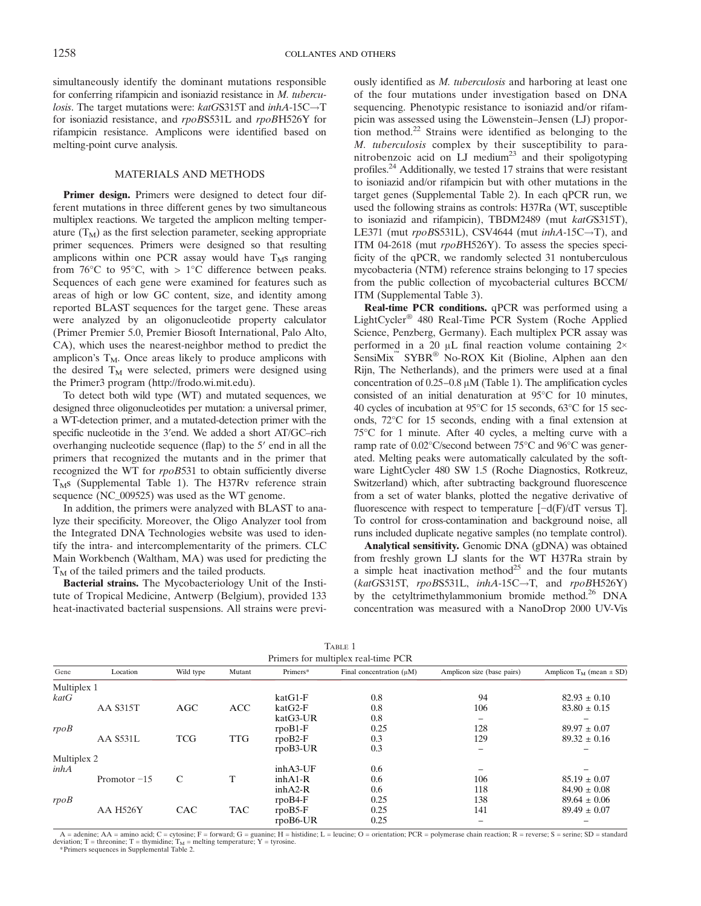simultaneously identify the dominant mutations responsible for conferring rifampicin and isoniazid resistance in *M. tuberculosis*. The target mutations were: *katG*S315T and *inhA*-15C→T for isoniazid resistance, and *rpoB*S531L and *rpoB*H526Y for rifampicin resistance. Amplicons were identified based on melting-point curve analysis.

## MATERIALS AND METHODS

**Primer design.** Primers were designed to detect four different mutations in three different genes by two simultaneous multiplex reactions. We targeted the amplicon melting temperature ($T_M$) as the first selection parameter, seeking appropriate primer sequences. Primers were designed so that resulting amplicons within one PCR assay would have $T_M$s ranging from 76°C to 95°C, with > 1°C difference between peaks. Sequences of each gene were examined for features such as areas of high or low GC content, size, and identity among reported BLAST sequences for the target gene. These areas were analyzed by an oligonucleotide property calculator (Primer Premier 5.0, Premier Biosoft International, Palo Alto, CA), which uses the nearest-neighbor method to predict the amplicon's $T_M$. Once areas likely to produce amplicons with the desired $T_M$ were selected, primers were designed using the Primer3 program (http://frodo.wi.mit.edu).

To detect both wild type (WT) and mutated sequences, we designed three oligonucleotides per mutation: a universal primer, a WT-detection primer, and a mutated-detection primer with the specific nucleotide in the 3′end. We added a short AT/GC–rich overhanging nucleotide sequence (flap) to the 5′ end in all the primers that recognized the mutants and in the primer that recognized the WT for *rpoB*531 to obtain sufficiently diverse $T_M$s (Supplemental Table 1). The H37Rv reference strain sequence (NC_009525) was used as the WT genome.

In addition, the primers were analyzed with BLAST to analyze their specificity. Moreover, the Oligo Analyzer tool from the Integrated DNA Technologies website was used to identify the intra- and intercomplementarity of the primers. CLC Main Workbench (Waltham, MA) was used for predicting the $T_M$ of the tailed primers and the tailed products.

**Bacterial strains.** The Mycobacteriology Unit of the Institute of Tropical Medicine, Antwerp (Belgium), provided 133 heat-inactivated bacterial suspensions. All strains were previously identified as *M. tuberculosis* and harboring at least one of the four mutations under investigation based on DNA sequencing. Phenotypic resistance to isoniazid and/or rifampicin was assessed using the Löwenstein–Jensen (LJ) proportion method.[22] Strains were identified as belonging to the *M. tuberculosis* complex by their susceptibility to para-nitrobenzoic acid on LJ medium[23] and their spoligotyping profiles.[24] Additionally, we tested 17 strains that were resistant to isoniazid and/or rifampicin but with other mutations in the target genes (Supplemental Table 2). In each qPCR run, we used the following strains as controls: H37Ra (WT, susceptible to isoniazid and rifampicin), TBDM2489 (mut *katG*S315T), LE371 (mut *rpoB*S531L), CSV4644 (mut *inhA*-15C→T), and ITM 04-2618 (mut *rpoB*H526Y). To assess the species specificity of the qPCR, we randomly selected 31 nontuberculous mycobacteria (NTM) reference strains belonging to 17 species from the public collection of mycobacterial cultures BCCM/ITM (Supplemental Table 3).

**Real-time PCR conditions.** qPCR was performed using a LightCycler® 480 Real-Time PCR System (Roche Applied Science, Penzberg, Germany). Each multiplex PCR assay was performed in a 20 μL final reaction volume containing 2× SensiMix™ SYBR® No-ROX Kit (Bioline, Alphen aan den Rijn, The Netherlands), and the primers were used at a final concentration of 0.25–0.8 μM (Table 1). The amplification cycles consisted of an initial denaturation at 95°C for 10 minutes, 40 cycles of incubation at 95°C for 15 seconds, 63°C for 15 seconds, 72°C for 15 seconds, ending with a final extension at 75°C for 1 minute. After 40 cycles, a melting curve with a ramp rate of 0.02°C/second between 75°C and 96°C was generated. Melting peaks were automatically calculated by the software LightCycler 480 SW 1.5 (Roche Diagnostics, Rotkreuz, Switzerland) which, after subtracting background fluorescence from a set of water blanks, plotted the negative derivative of fluorescence with respect to temperature [−d(F)/dT versus T]. To control for cross-contamination and background noise, all runs included duplicate negative samples (no template control).

**Analytical sensitivity.** Genomic DNA (gDNA) was obtained from freshly grown LJ slants for the WT H37Ra strain by a simple heat inactivation method[25] and the four mutants (*katG*S315T, *rpoB*S531L, *inhA*-15C→T, and *rpoB*H526Y) by the cetyltrimethylammonium bromide method.[26] DNA concentration was measured with a NanoDrop 2000 UV-Vis

Table 1
Primers for multiplex real-time PCR

| Gene | Location | Wild type | Mutant | Primers* | Final concentration (μM) | Amplicon size (base pairs) | Amplicon $T_M$ (mean ± SD) |
|---|---|---|---|---|---|---|---|
| Multiplex 1 | | | | | | | |
| *katG* | | | | katG1-F | 0.8 | 94 | 82.93 ± 0.10 |
| | AA S315T | AGC | ACC | katG2-F | 0.8 | 106 | 83.80 ± 0.15 |
| | | | | katG3-UR | 0.8 | – | – |
| *rpoB* | | | | rpoB1-F | 0.25 | 128 | 89.97 ± 0.07 |
| | AA S531L | TCG | TTG | rpoB2-F | 0.3 | 129 | 89.32 ± 0.16 |
| | | | | rpoB3-UR | 0.3 | – | – |
| Multiplex 2 | | | | | | | |
| *inhA* | | | | inhA3-UF | 0.6 | – | – |
| | Promotor −15 | C | T | inhA1-R | 0.6 | 106 | 85.19 ± 0.07 |
| | | | | inhA2-R | 0.6 | 118 | 84.90 ± 0.08 |
| *rpoB* | | | | rpoB4-F | 0.25 | 138 | 89.64 ± 0.06 |
| | AA H526Y | CAC | TAC | rpoB5-F | 0.25 | 141 | 89.49 ± 0.07 |
| | | | | rpoB6-UR | 0.25 | – | – |

A = adenine; AA = amino acid; C = cytosine; F = forward; G = guanine; H = histidine; L = leucine; O = orientation; PCR = polymerase chain reaction; R = reverse; S = serine; SD = standard deviation; T = threonine; T = thymidine; $T_M$ = melting temperature; Y = tyrosine.
*Primers sequences in Supplemental Table 2.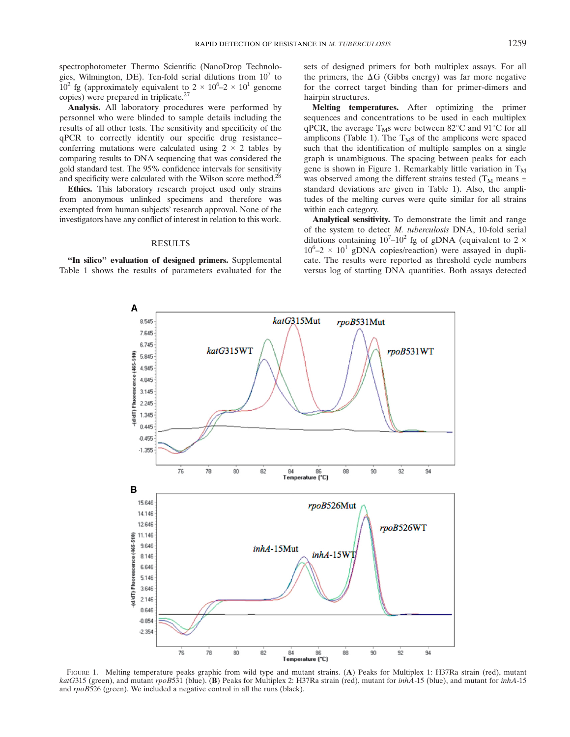spectrophotometer Thermo Scientific (NanoDrop Technologies, Wilmington, DE). Ten-fold serial dilutions from $10^7$ to $10^2$ fg (approximately equivalent to $2 \times 10^6$–$2 \times 10^1$ genome copies) were prepared in triplicate.[27]

**Analysis.** All laboratory procedures were performed by personnel who were blinded to sample details including the results of all other tests. The sensitivity and specificity of the qPCR to correctly identify our specific drug resistance–conferring mutations were calculated using 2 × 2 tables by comparing results to DNA sequencing that was considered the gold standard test. The 95% confidence intervals for sensitivity and specificity were calculated with the Wilson score method.[28]

**Ethics.** This laboratory research project used only strains from anonymous unlinked specimens and therefore was exempted from human subjects' research approval. None of the investigators have any conflict of interest in relation to this work.

## RESULTS

**"In silico" evaluation of designed primers.** Supplemental Table 1 shows the results of parameters evaluated for the sets of designed primers for both multiplex assays. For all the primers, the $\Delta G$ (Gibbs energy) was far more negative for the correct target binding than for primer-dimers and hairpin structures.

**Melting temperatures.** After optimizing the primer sequences and concentrations to be used in each multiplex qPCR, the average $T_M$s were between 82°C and 91°C for all amplicons (Table 1). The $T_M$s of the amplicons were spaced such that the identification of multiple samples on a single graph is unambiguous. The spacing between peaks for each gene is shown in Figure 1. Remarkably little variation in $T_M$ was observed among the different strains tested ($T_M$ means ± standard deviations are given in Table 1). Also, the amplitudes of the melting curves were quite similar for all strains within each category.

**Analytical sensitivity.** To demonstrate the limit and range of the system to detect *M. tuberculosis* DNA, 10-fold serial dilutions containing $10^7$–$10^2$ fg of gDNA (equivalent to $2 \times 10^6$–$2 \times 10^1$ gDNA copies/reaction) were assayed in duplicate. The results were reported as threshold cycle numbers versus log of starting DNA quantities. Both assays detected

FIGURE 1. Melting temperature peaks graphic from wild type and mutant strains. (**A**) Peaks for Multiplex 1: H37Ra strain (red), mutant *katG*315 (green), and mutant *rpoB*531 (blue). (**B**) Peaks for Multiplex 2: H37Ra strain (red), mutant for *inhA*-15 (blue), and mutant for *inhA*-15 and *rpoB*526 (green). We included a negative control in all the runs (black).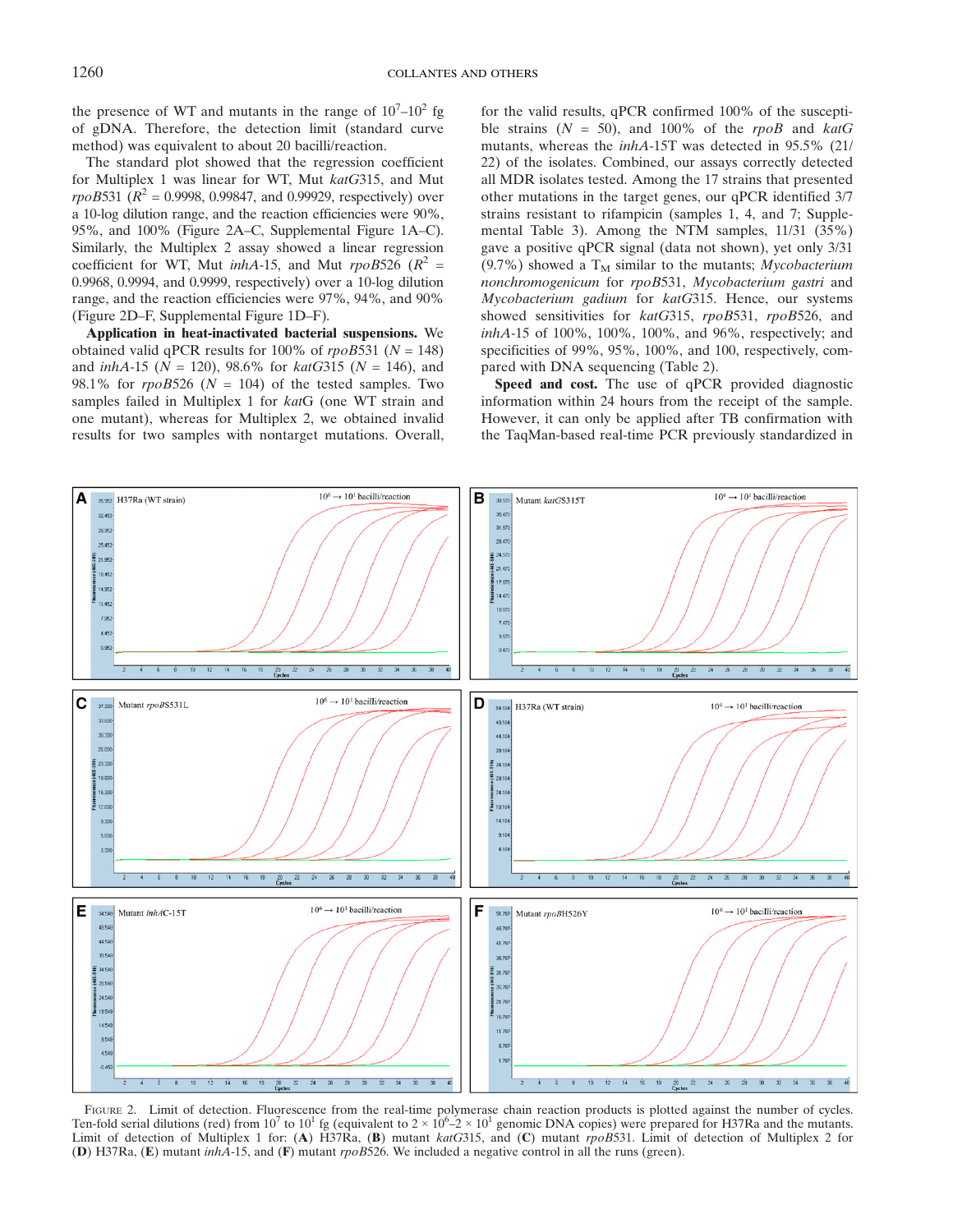the presence of WT and mutants in the range of $10^7$–$10^2$ fg of gDNA. Therefore, the detection limit (standard curve method) was equivalent to about 20 bacilli/reaction.

The standard plot showed that the regression coefficient for Multiplex 1 was linear for WT, Mut *katG*315, and Mut *rpoB*531 ($R^2$ = 0.9998, 0.99847, and 0.99929, respectively) over a 10-log dilution range, and the reaction efficiencies were 90%, 95%, and 100% (Figure 2A–C, Supplemental Figure 1A–C). Similarly, the Multiplex 2 assay showed a linear regression coefficient for WT, Mut *inhA*-15, and Mut *rpoB*526 ($R^2$ = 0.9968, 0.9994, and 0.9999, respectively) over a 10-log dilution range, and the reaction efficiencies were 97%, 94%, and 90% (Figure 2D–F, Supplemental Figure 1D–F).

**Application in heat-inactivated bacterial suspensions.** We obtained valid qPCR results for 100% of *rpoB*531 (*N* = 148) and *inhA*-15 (*N* = 120), 98.6% for *katG*315 (*N* = 146), and 98.1% for *rpoB*526 (*N* = 104) of the tested samples. Two samples failed in Multiplex 1 for *kat*G (one WT strain and one mutant), whereas for Multiplex 2, we obtained invalid results for two samples with nontarget mutations. Overall, for the valid results, qPCR confirmed 100% of the susceptible strains (*N* = 50), and 100% of the *rpoB* and *katG* mutants, whereas the *inhA*-15T was detected in 95.5% (21/22) of the isolates. Combined, our assays correctly detected all MDR isolates tested. Among the 17 strains that presented other mutations in the target genes, our qPCR identified 3/7 strains resistant to rifampicin (samples 1, 4, and 7; Supplemental Table 3). Among the NTM samples, 11/31 (35%) gave a positive qPCR signal (data not shown), yet only 3/31 (9.7%) showed a $T_M$ similar to the mutants; *Mycobacterium nonchromogenicum* for *rpoB*531, *Mycobacterium gastri* and *Mycobacterium gadium* for *katG*315. Hence, our systems showed sensitivities for *katG*315, *rpoB*531, *rpoB*526, and *inhA*-15 of 100%, 100%, 100%, and 96%, respectively; and specificities of 99%, 95%, 100%, and 100, respectively, compared with DNA sequencing (Table 2).

**Speed and cost.** The use of qPCR provided diagnostic information within 24 hours from the receipt of the sample. However, it can only be applied after TB confirmation with the TaqMan-based real-time PCR previously standardized in

FIGURE 2. Limit of detection. Fluorescence from the real-time polymerase chain reaction products is plotted against the number of cycles. Ten-fold serial dilutions (red) from $10^7$ to $10^1$ fg (equivalent to $2 \times 10^6$–$2 \times 10^1$ genomic DNA copies) were prepared for H37Ra and the mutants. Limit of detection of Multiplex 1 for: (**A**) H37Ra, (**B**) mutant *katG*315, and (**C**) mutant *rpoB*531. Limit of detection of Multiplex 2 for (**D**) H37Ra, (**E**) mutant *inhA*-15, and (**F**) mutant *rpoB*526. We included a negative control in all the runs (green).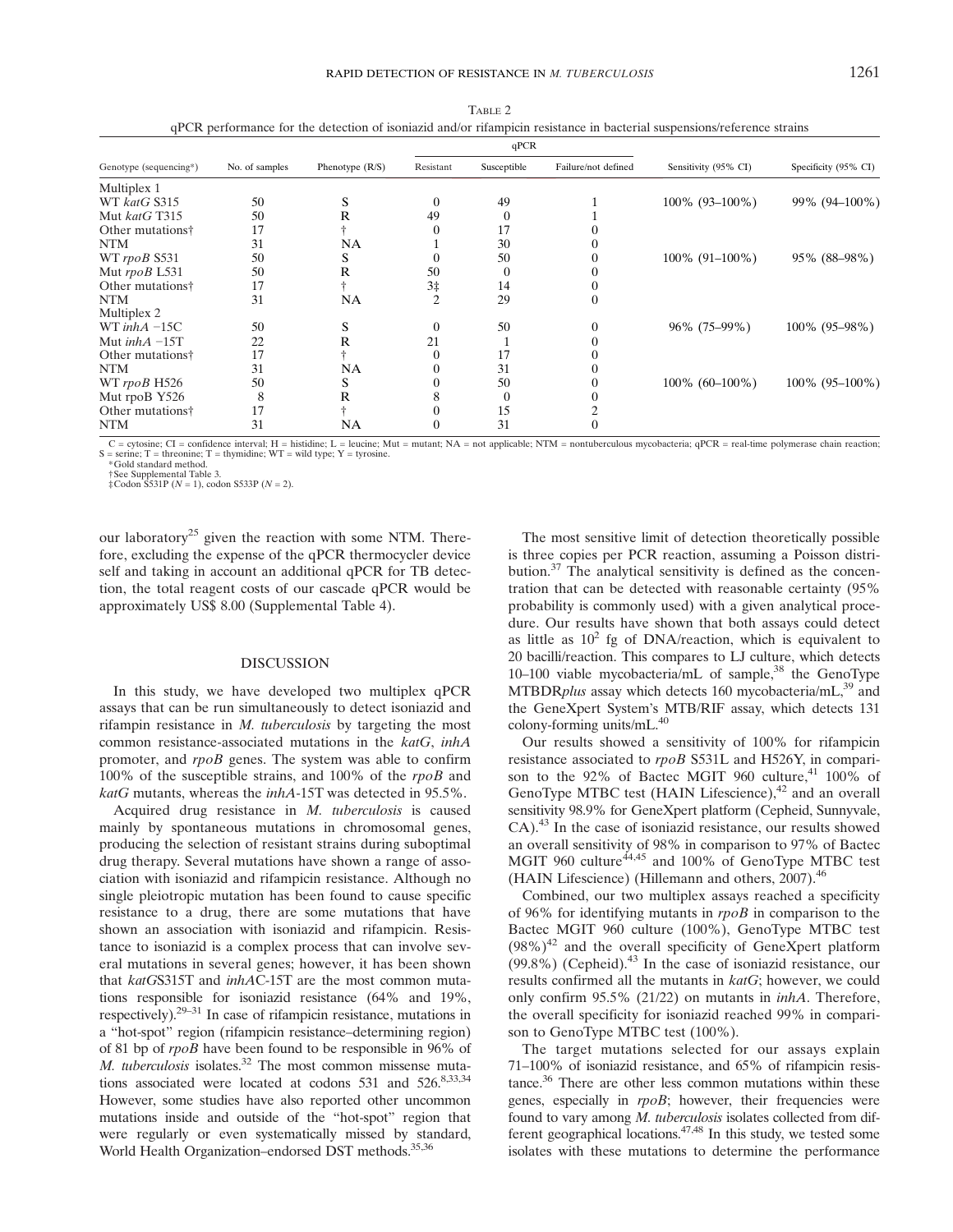Table 2

qPCR performance for the detection of isoniazid and/or rifampicin resistance in bacterial suspensions/reference strains

| Genotype (sequencing*) | No. of samples | Phenotype (R/S) | qPCR | | | Sensitivity (95% CI) | Specificity (95% CI) |
|---|---|---|---|---|---|---|---|
| | | | Resistant | Susceptible | Failure/not defined | | |
| Multiplex 1 | | | | | | | |
| WT *katG* S315 | 50 | S | 0 | 49 | 1 | 100% (93–100%) | 99% (94–100%) |
| Mut *katG* T315 | 50 | R | 49 | 0 | 1 | | |
| Other mutations† | 17 | † | 0 | 17 | 0 | | |
| NTM | 31 | NA | 1 | 30 | 0 | | |
| WT *rpoB* S531 | 50 | S | 0 | 50 | 0 | 100% (91–100%) | 95% (88–98%) |
| Mut *rpoB* L531 | 50 | R | 50 | 0 | 0 | | |
| Other mutations† | 17 | † | 3‡ | 14 | 0 | | |
| NTM | 31 | NA | 2 | 29 | 0 | | |
| Multiplex 2 | | | | | | | |
| WT *inhA* −15C | 50 | S | 0 | 50 | 0 | 96% (75–99%) | 100% (95–98%) |
| Mut *inhA* −15T | 22 | R | 21 | 1 | 0 | | |
| Other mutations† | 17 | † | 0 | 17 | 0 | | |
| NTM | 31 | NA | 0 | 31 | 0 | | |
| WT *rpoB* H526 | 50 | S | 0 | 50 | 0 | 100% (60–100%) | 100% (95–100%) |
| Mut rpoB Y526 | 8 | R | 8 | 0 | 0 | | |
| Other mutations† | 17 | † | 0 | 15 | 2 | | |
| NTM | 31 | NA | 0 | 31 | 0 | | |

C = cytosine; CI = confidence interval; H = histidine; L = leucine; Mut = mutant; NA = not applicable; NTM = nontuberculous mycobacteria; qPCR = real-time polymerase chain reaction; S = serine; T = threonine; T = thymidine; WT = wild type; Y = tyrosine.

*Gold standard method.

†See Supplemental Table 3.

‡Codon S531P (N = 1), codon S533P (N = 2).

our laboratory[25] given the reaction with some NTM. Therefore, excluding the expense of the qPCR thermocycler device self and taking in account an additional qPCR for TB detection, the total reagent costs of our cascade qPCR would be approximately US$ 8.00 (Supplemental Table 4).

## DISCUSSION

In this study, we have developed two multiplex qPCR assays that can be run simultaneously to detect isoniazid and rifampin resistance in *M. tuberculosis* by targeting the most common resistance-associated mutations in the *katG*, *inhA* promoter, and *rpoB* genes. The system was able to confirm 100% of the susceptible strains, and 100% of the *rpoB* and *katG* mutants, whereas the *inhA*-15T was detected in 95.5%.

Acquired drug resistance in *M. tuberculosis* is caused mainly by spontaneous mutations in chromosomal genes, producing the selection of resistant strains during suboptimal drug therapy. Several mutations have shown a range of association with isoniazid and rifampicin resistance. Although no single pleiotropic mutation has been found to cause specific resistance to a drug, there are some mutations that have shown an association with isoniazid and rifampicin. Resistance to isoniazid is a complex process that can involve several mutations in several genes; however, it has been shown that *katG*S315T and *inhA*C-15T are the most common mutations responsible for isoniazid resistance (64% and 19%, respectively).[29–31] In case of rifampicin resistance, mutations in a "hot-spot" region (rifampicin resistance–determining region) of 81 bp of *rpoB* have been found to be responsible in 96% of *M. tuberculosis* isolates.[32] The most common missense mutations associated were located at codons 531 and 526.[8,33,34] However, some studies have also reported other uncommon mutations inside and outside of the "hot-spot" region that were regularly or even systematically missed by standard, World Health Organization–endorsed DST methods.[35,36]

The most sensitive limit of detection theoretically possible is three copies per PCR reaction, assuming a Poisson distribution.[37] The analytical sensitivity is defined as the concentration that can be detected with reasonable certainty (95% probability is commonly used) with a given analytical procedure. Our results have shown that both assays could detect as little as $10^2$ fg of DNA/reaction, which is equivalent to 20 bacilli/reaction. This compares to LJ culture, which detects 10–100 viable mycobacteria/mL of sample,[38] the GenoType MTBDR*plus* assay which detects 160 mycobacteria/mL,[39] and the GeneXpert System's MTB/RIF assay, which detects 131 colony-forming units/mL.[40]

Our results showed a sensitivity of 100% for rifampicin resistance associated to *rpoB* S531L and H526Y, in comparison to the 92% of Bactec MGIT 960 culture,[41] 100% of GenoType MTBC test (HAIN Lifescience),[42] and an overall sensitivity 98.9% for GeneXpert platform (Cepheid, Sunnyvale, CA).[43] In the case of isoniazid resistance, our results showed an overall sensitivity of 98% in comparison to 97% of Bactec MGIT 960 culture[44,45] and 100% of GenoType MTBC test (HAIN Lifescience) (Hillemann and others, 2007).[46]

Combined, our two multiplex assays reached a specificity of 96% for identifying mutants in *rpoB* in comparison to the Bactec MGIT 960 culture (100%), GenoType MTBC test (98%)[42] and the overall specificity of GeneXpert platform (99.8%) (Cepheid).[43] In the case of isoniazid resistance, our results confirmed all the mutants in *katG*; however, we could only confirm 95.5% (21/22) on mutants in *inhA*. Therefore, the overall specificity for isoniazid reached 99% in comparison to GenoType MTBC test (100%).

The target mutations selected for our assays explain 71–100% of isoniazid resistance, and 65% of rifampicin resistance.[36] There are other less common mutations within these genes, especially in *rpoB*; however, their frequencies were found to vary among *M. tuberculosis* isolates collected from different geographical locations.[47,48] In this study, we tested some isolates with these mutations to determine the performance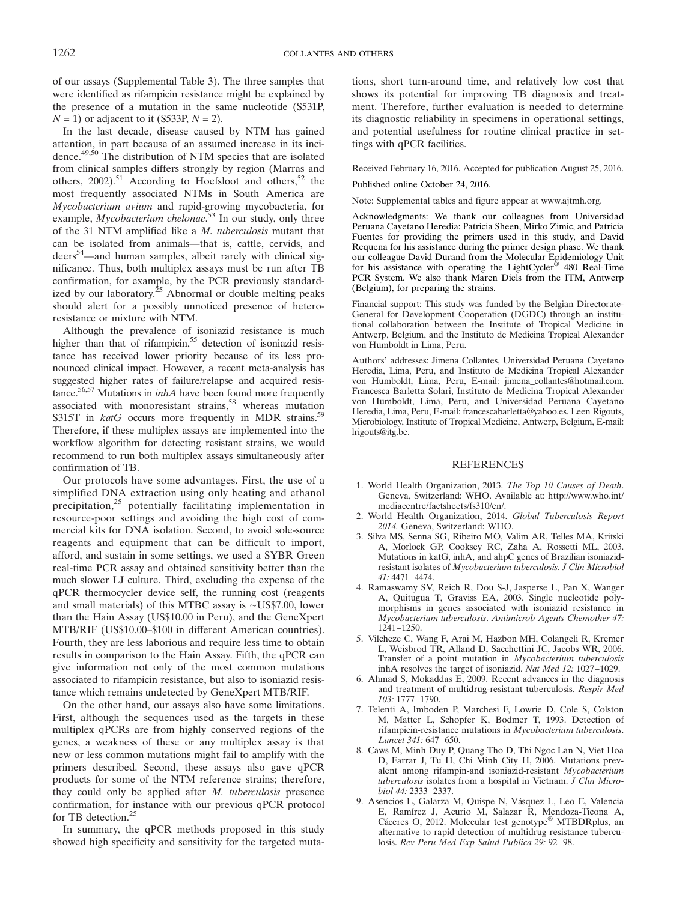of our assays (Supplemental Table 3). The three samples that were identified as rifampicin resistance might be explained by the presence of a mutation in the same nucleotide (S531P, $N = 1$) or adjacent to it (S533P, $N = 2$).

In the last decade, disease caused by NTM has gained attention, in part because of an assumed increase in its incidence.[49,50] The distribution of NTM species that are isolated from clinical samples differs strongly by region (Marras and others, 2002).[51] According to Hoefsloot and others,[52] the most frequently associated NTMs in South America are *Mycobacterium avium* and rapid-growing mycobacteria, for example, *Mycobacterium chelonae*.[53] In our study, only three of the 31 NTM amplified like a *M. tuberculosis* mutant that can be isolated from animals—that is, cattle, cervids, and deers[54]—and human samples, albeit rarely with clinical significance. Thus, both multiplex assays must be run after TB confirmation, for example, by the PCR previously standardized by our laboratory.[25] Abnormal or double melting peaks should alert for a possibly unnoticed presence of heteroresistance or mixture with NTM.

Although the prevalence of isoniazid resistance is much higher than that of rifampicin,[55] detection of isoniazid resistance has received lower priority because of its less pronounced clinical impact. However, a recent meta-analysis has suggested higher rates of failure/relapse and acquired resistance.[56,57] Mutations in *inhA* have been found more frequently associated with monoresistant strains,[58] whereas mutation S315T in *katG* occurs more frequently in MDR strains.[59] Therefore, if these multiplex assays are implemented into the workflow algorithm for detecting resistant strains, we would recommend to run both multiplex assays simultaneously after confirmation of TB.

Our protocols have some advantages. First, the use of a simplified DNA extraction using only heating and ethanol precipitation,[25] potentially facilitating implementation in resource-poor settings and avoiding the high cost of commercial kits for DNA isolation. Second, to avoid sole-source reagents and equipment that can be difficult to import, afford, and sustain in some settings, we used a SYBR Green real-time PCR assay and obtained sensitivity better than the much slower LJ culture. Third, excluding the expense of the qPCR thermocycler device self, the running cost (reagents and small materials) of this MTBC assay is ~US$7.00, lower than the Hain Assay (US$10.00 in Peru), and the GeneXpert MTB/RIF (US$10.00–$100 in different American countries). Fourth, they are less laborious and require less time to obtain results in comparison to the Hain Assay. Fifth, the qPCR can give information not only of the most common mutations associated to rifampicin resistance, but also to isoniazid resistance which remains undetected by GeneXpert MTB/RIF.

On the other hand, our assays also have some limitations. First, although the sequences used as the targets in these multiplex qPCRs are from highly conserved regions of the genes, a weakness of these or any multiplex assay is that new or less common mutations might fail to amplify with the primers described. Second, these assays also gave qPCR products for some of the NTM reference strains; therefore, they could only be applied after *M. tuberculosis* presence confirmation, for instance with our previous qPCR protocol for TB detection.[25]

In summary, the qPCR methods proposed in this study showed high specificity and sensitivity for the targeted mutations, short turn-around time, and relatively low cost that shows its potential for improving TB diagnosis and treatment. Therefore, further evaluation is needed to determine its diagnostic reliability in specimens in operational settings, and potential usefulness for routine clinical practice in settings with qPCR facilities.

Received February 16, 2016. Accepted for publication August 25, 2016.

Published online October 24, 2016.

Note: Supplemental tables and figure appear at www.ajtmh.org.

Acknowledgments: We thank our colleagues from Universidad Peruana Cayetano Heredia: Patricia Sheen, Mirko Zimic, and Patricia Fuentes for providing the primers used in this study, and David Requena for his assistance during the primer design phase. We thank our colleague David Durand from the Molecular Epidemiology Unit for his assistance with operating the LightCycler® 480 Real-Time PCR System. We also thank Maren Diels from the ITM, Antwerp (Belgium), for preparing the strains.

Financial support: This study was funded by the Belgian Directorate-General for Development Cooperation (DGDC) through an institutional collaboration between the Institute of Tropical Medicine in Antwerp, Belgium, and the Instituto de Medicina Tropical Alexander von Humboldt in Lima, Peru.

Authors' addresses: Jimena Collantes, Universidad Peruana Cayetano Heredia, Lima, Peru, and Instituto de Medicina Tropical Alexander von Humboldt, Lima, Peru, E-mail: jimena_collantes@hotmail.com. Francesca Barletta Solari, Instituto de Medicina Tropical Alexander von Humboldt, Lima, Peru, and Universidad Peruana Cayetano Heredia, Lima, Peru, E-mail: francescabarletta@yahoo.es. Leen Rigouts, Microbiology, Institute of Tropical Medicine, Antwerp, Belgium, E-mail: lrigouts@itg.be.

## REFERENCES

1. World Health Organization, 2013. *The Top 10 Causes of Death*. Geneva, Switzerland: WHO. Available at: http://www.who.int/mediacentre/factsheets/fs310/en/.
2. World Health Organization, 2014. *Global Tuberculosis Report 2014*. Geneva, Switzerland: WHO.
3. Silva MS, Senna SG, Ribeiro MO, Valim AR, Telles MA, Kritski A, Morlock GP, Cooksey RC, Zaha A, Rossetti ML, 2003. Mutations in katG, inhA, and ahpC genes of Brazilian isoniazid-resistant isolates of *Mycobacterium tuberculosis*. *J Clin Microbiol 41:* 4471–4474.
4. Ramaswamy SV, Reich R, Dou S-J, Jasperse L, Pan X, Wanger A, Quitugua T, Graviss EA, 2003. Single nucleotide polymorphisms in genes associated with isoniazid resistance in *Mycobacterium tuberculosis*. *Antimicrob Agents Chemother 47:* 1241–1250.
5. Vilcheze C, Wang F, Arai M, Hazbon MH, Colangeli R, Kremer L, Weisbrod TR, Alland D, Sacchettini JC, Jacobs WR, 2006. Transfer of a point mutation in *Mycobacterium tuberculosis* inhA resolves the target of isoniazid. *Nat Med 12:* 1027–1029.
6. Ahmad S, Mokaddas E, 2009. Recent advances in the diagnosis and treatment of multidrug-resistant tuberculosis. *Respir Med 103:* 1777–1790.
7. Telenti A, Imboden P, Marchesi F, Lowrie D, Cole S, Colston M, Matter L, Schopfer K, Bodmer T, 1993. Detection of rifampicin-resistance mutations in *Mycobacterium tuberculosis*. *Lancet 341:* 647–650.
8. Caws M, Minh Duy P, Quang Tho D, Thi Ngoc Lan N, Viet Hoa D, Farrar J, Tu H, Chi Minh City H, 2006. Mutations prevalent among rifampin-and isoniazid-resistant *Mycobacterium tuberculosis* isolates from a hospital in Vietnam. *J Clin Microbiol 44:* 2333–2337.
9. Asencios L, Galarza M, Quispe N, Vásquez L, Leo E, Valencia E, Ramírez J, Acurio M, Salazar R, Mendoza-Ticona A, Cáceres O, 2012. Molecular test genotype® MTBDRplus, an alternative to rapid detection of multidrug resistance tuberculosis. *Rev Peru Med Exp Salud Publica 29:* 92–98.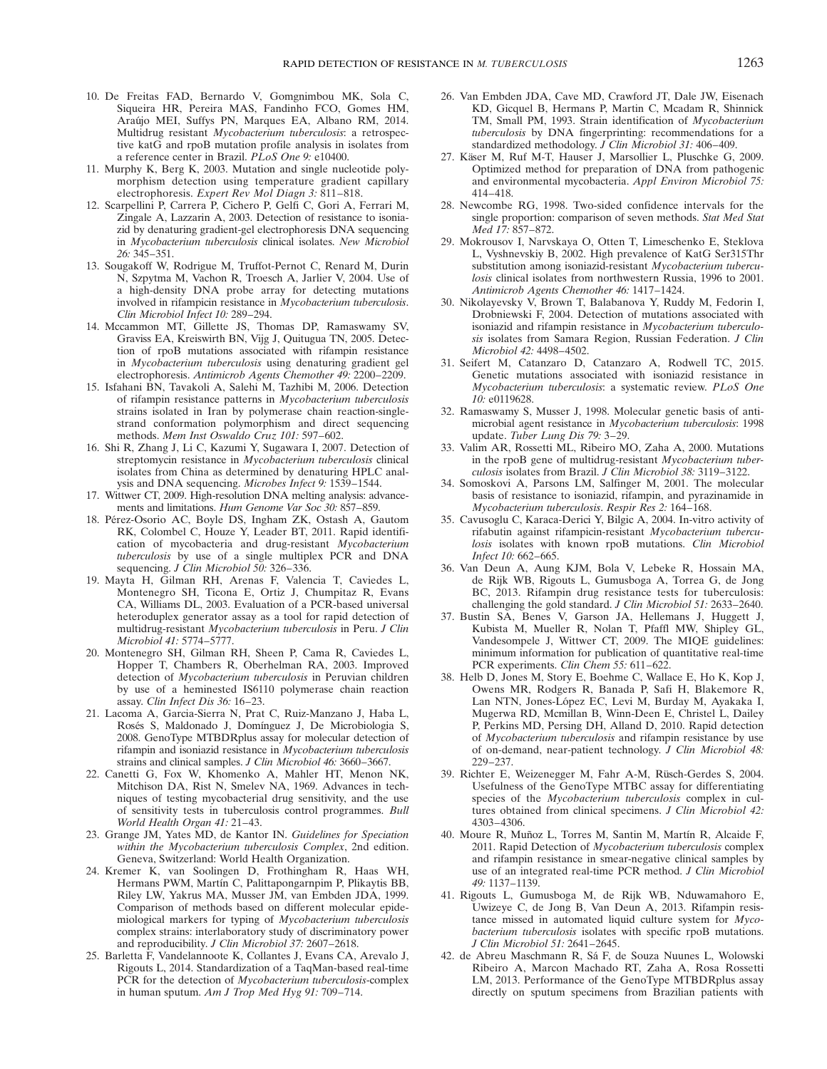10. De Freitas FAD, Bernardo V, Gomgnimbou MK, Sola C, Siqueira HR, Pereira MAS, Fandinho FCO, Gomes HM, Araújo MEI, Suffys PN, Marques EA, Albano RM, 2014. Multidrug resistant *Mycobacterium tuberculosis*: a retrospective katG and rpoB mutation profile analysis in isolates from a reference center in Brazil. *PLoS One 9:* e10400.
11. Murphy K, Berg K, 2003. Mutation and single nucleotide polymorphism detection using temperature gradient capillary electrophoresis. *Expert Rev Mol Diagn 3:* 811–818.
12. Scarpellini P, Carrera P, Cichero P, Gelfi C, Gori A, Ferrari M, Zingale A, Lazzarin A, 2003. Detection of resistance to isoniazid by denaturing gradient-gel electrophoresis DNA sequencing in *Mycobacterium tuberculosis* clinical isolates. *New Microbiol 26:* 345–351.
13. Sougakoff W, Rodrigue M, Truffot-Pernot C, Renard M, Durin N, Szpytma M, Vachon R, Troesch A, Jarlier V, 2004. Use of a high-density DNA probe array for detecting mutations involved in rifampicin resistance in *Mycobacterium tuberculosis*. *Clin Microbiol Infect 10:* 289–294.
14. Mccammon MT, Gillette JS, Thomas DP, Ramaswamy SV, Graviss EA, Kreiswirth BN, Vijg J, Quitugua TN, 2005. Detection of rpoB mutations associated with rifampin resistance in *Mycobacterium tuberculosis* using denaturing gradient gel electrophoresis. *Antimicrob Agents Chemother 49:* 2200–2209.
15. Isfahani BN, Tavakoli A, Salehi M, Tazhibi M, 2006. Detection of rifampin resistance patterns in *Mycobacterium tuberculosis* strains isolated in Iran by polymerase chain reaction-single-strand conformation polymorphism and direct sequencing methods. *Mem Inst Oswaldo Cruz 101:* 597–602.
16. Shi R, Zhang J, Li C, Kazumi Y, Sugawara I, 2007. Detection of streptomycin resistance in *Mycobacterium tuberculosis* clinical isolates from China as determined by denaturing HPLC analysis and DNA sequencing. *Microbes Infect 9:* 1539–1544.
17. Wittwer CT, 2009. High-resolution DNA melting analysis: advancements and limitations. *Hum Genome Var Soc 30:* 857–859.
18. Pérez-Osorio AC, Boyle DS, Ingham ZK, Ostash A, Gautom RK, Colombel C, Houze Y, Leader BT, 2011. Rapid identification of mycobacteria and drug-resistant *Mycobacterium tuberculosis* by use of a single multiplex PCR and DNA sequencing. *J Clin Microbiol 50:* 326–336.
19. Mayta H, Gilman RH, Arenas F, Valencia T, Caviedes L, Montenegro SH, Ticona E, Ortiz J, Chumpitaz R, Evans CA, Williams DL, 2003. Evaluation of a PCR-based universal heteroduplex generator assay as a tool for rapid detection of multidrug-resistant *Mycobacterium tuberculosis* in Peru. *J Clin Microbiol 41:* 5774–5777.
20. Montenegro SH, Gilman RH, Sheen P, Cama R, Caviedes L, Hopper T, Chambers R, Oberhelman RA, 2003. Improved detection of *Mycobacterium tuberculosis* in Peruvian children by use of a heminested IS6110 polymerase chain reaction assay. *Clin Infect Dis 36:* 16–23.
21. Lacoma A, Garcia-Sierra N, Prat C, Ruiz-Manzano J, Haba L, Rosés S, Maldonado J, Domínguez J, De Microbiologia S, 2008. GenoType MTBDRplus assay for molecular detection of rifampin and isoniazid resistance in *Mycobacterium tuberculosis* strains and clinical samples. *J Clin Microbiol 46:* 3660–3667.
22. Canetti G, Fox W, Khomenko A, Mahler HT, Menon NK, Mitchison DA, Rist N, Smelev NA, 1969. Advances in techniques of testing mycobacterial drug sensitivity, and the use of sensitivity tests in tuberculosis control programmes. *Bull World Health Organ 41:* 21–43.
23. Grange JM, Yates MD, de Kantor IN. *Guidelines for Speciation within the Mycobacterium tuberculosis Complex*, 2nd edition. Geneva, Switzerland: World Health Organization.
24. Kremer K, van Soolingen D, Frothingham R, Haas WH, Hermans PWM, Martín C, Palittapongarnpim P, Plikaytis BB, Riley LW, Yakrus MA, Musser JM, van Embden JDA, 1999. Comparison of methods based on different molecular epidemiological markers for typing of *Mycobacterium tuberculosis* complex strains: interlaboratory study of discriminatory power and reproducibility. *J Clin Microbiol 37:* 2607–2618.
25. Barletta F, Vandelannoote K, Collantes J, Evans CA, Arevalo J, Rigouts L, 2014. Standardization of a TaqMan-based real-time PCR for the detection of *Mycobacterium tuberculosis*-complex in human sputum. *Am J Trop Med Hyg 91:* 709–714.
26. Van Embden JDA, Cave MD, Crawford JT, Dale JW, Eisenach KD, Gicquel B, Hermans P, Martin C, Mcadam R, Shinnick TM, Small PM, 1993. Strain identification of *Mycobacterium tuberculosis* by DNA fingerprinting: recommendations for a standardized methodology. *J Clin Microbiol 31:* 406–409.
27. Käser M, Ruf M-T, Hauser J, Marsollier L, Pluschke G, 2009. Optimized method for preparation of DNA from pathogenic and environmental mycobacteria. *Appl Environ Microbiol 75:* 414–418.
28. Newcombe RG, 1998. Two-sided confidence intervals for the single proportion: comparison of seven methods. *Stat Med Stat Med 17:* 857–872.
29. Mokrousov I, Narvskaya O, Otten T, Limeschenko E, Steklova L, Vyshnevskiy B, 2002. High prevalence of KatG Ser315Thr substitution among isoniazid-resistant *Mycobacterium tuberculosis* clinical isolates from northwestern Russia, 1996 to 2001. *Antimicrob Agents Chemother 46:* 1417–1424.
30. Nikolayevsky V, Brown T, Balabanova Y, Ruddy M, Fedorin I, Drobniewski F, 2004. Detection of mutations associated with isoniazid and rifampin resistance in *Mycobacterium tuberculosis* isolates from Samara Region, Russian Federation. *J Clin Microbiol 42:* 4498–4502.
31. Seifert M, Catanzaro D, Catanzaro A, Rodwell TC, 2015. Genetic mutations associated with isoniazid resistance in *Mycobacterium tuberculosis*: a systematic review. *PLoS One 10:* e0119628.
32. Ramaswamy S, Musser J, 1998. Molecular genetic basis of antimicrobial agent resistance in *Mycobacterium tuberculosis*: 1998 update. *Tuber Lung Dis 79:* 3–29.
33. Valim AR, Rossetti ML, Ribeiro MO, Zaha A, 2000. Mutations in the rpoB gene of multidrug-resistant *Mycobacterium tuberculosis* isolates from Brazil. *J Clin Microbiol 38:* 3119–3122.
34. Somoskovi A, Parsons LM, Salfinger M, 2001. The molecular basis of resistance to isoniazid, rifampin, and pyrazinamide in *Mycobacterium tuberculosis*. *Respir Res 2:* 164–168.
35. Cavusoglu C, Karaca-Derici Y, Bilgic A, 2004. In-vitro activity of rifabutin against rifampicin-resistant *Mycobacterium tuberculosis* isolates with known rpoB mutations. *Clin Microbiol Infect 10:* 662–665.
36. Van Deun A, Aung KJM, Bola V, Lebeke R, Hossain MA, de Rijk WB, Rigouts L, Gumusboga A, Torrea G, de Jong BC, 2013. Rifampin drug resistance tests for tuberculosis: challenging the gold standard. *J Clin Microbiol 51:* 2633–2640.
37. Bustin SA, Benes V, Garson JA, Hellemans J, Huggett J, Kubista M, Mueller R, Nolan T, Pfaffl MW, Shipley GL, Vandesompele J, Wittwer CT, 2009. The MIQE guidelines: minimum information for publication of quantitative real-time PCR experiments. *Clin Chem 55:* 611–622.
38. Helb D, Jones M, Story E, Boehme C, Wallace E, Ho K, Kop J, Owens MR, Rodgers R, Banada P, Safi H, Blakemore R, Lan NTN, Jones-López EC, Levi M, Burday M, Ayakaka I, Mugerwa RD, Mcmillan B, Winn-Deen E, Christel L, Dailey P, Perkins MD, Persing DH, Alland D, 2010. Rapid detection of *Mycobacterium tuberculosis* and rifampin resistance by use of on-demand, near-patient technology. *J Clin Microbiol 48:* 229–237.
39. Richter E, Weizenegger M, Fahr A-M, Rüsch-Gerdes S, 2004. Usefulness of the GenoType MTBC assay for differentiating species of the *Mycobacterium tuberculosis* complex in cultures obtained from clinical specimens. *J Clin Microbiol 42:* 4303–4306.
40. Moure R, Muñoz L, Torres M, Santin M, Martín R, Alcaide F, 2011. Rapid Detection of *Mycobacterium tuberculosis* complex and rifampin resistance in smear-negative clinical samples by use of an integrated real-time PCR method. *J Clin Microbiol 49:* 1137–1139.
41. Rigouts L, Gumusboga M, de Rijk WB, Nduwamahoro E, Uwizeye C, de Jong B, Van Deun A, 2013. Rifampin resistance missed in automated liquid culture system for *Mycobacterium tuberculosis* isolates with specific rpoB mutations. *J Clin Microbiol 51:* 2641–2645.
42. de Abreu Maschmann R, Sá F, de Souza Nuunes L, Wolowski Ribeiro A, Marcon Machado RT, Zaha A, Rosa Rossetti LM, 2013. Performance of the GenoType MTBDRplus assay directly on sputum specimens from Brazilian patients with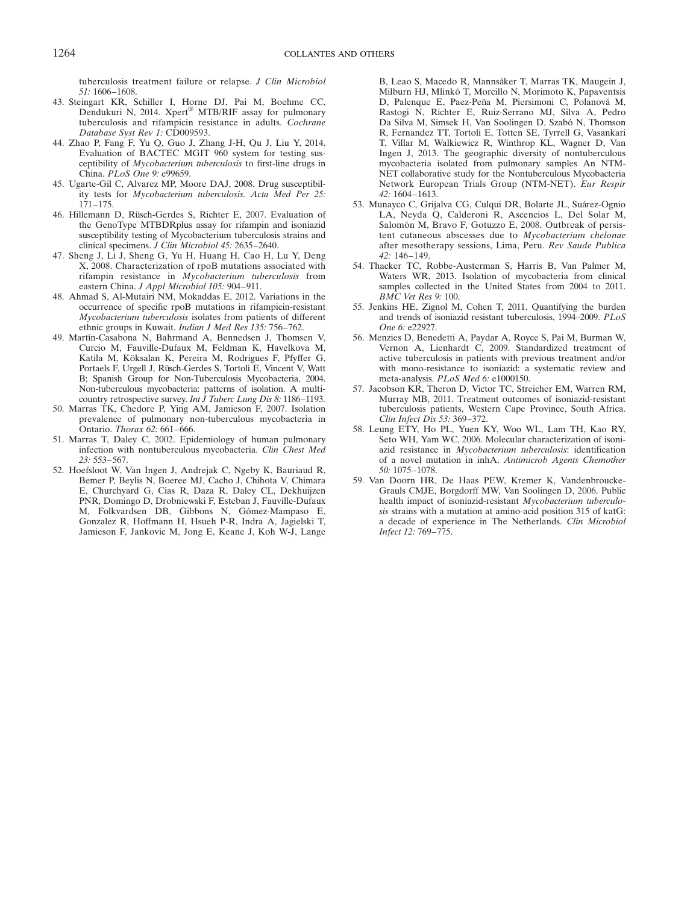tuberculosis treatment failure or relapse. *J Clin Microbiol 51:* 1606–1608.

43. Steingart KR, Schiller I, Horne DJ, Pai M, Boehme CC, Dendukuri N, 2014. Xpert® MTB/RIF assay for pulmonary tuberculosis and rifampicin resistance in adults. *Cochrane Database Syst Rev 1:* CD009593.
44. Zhao P, Fang F, Yu Q, Guo J, Zhang J-H, Qu J, Liu Y, 2014. Evaluation of BACTEC MGIT 960 system for testing susceptibility of *Mycobacterium tuberculosis* to first-line drugs in China. *PLoS One 9:* e99659.
45. Ugarte-Gil C, Alvarez MP, Moore DAJ, 2008. Drug susceptibility tests for *Mycobacterium tuberculosis*. *Acta Med Per 25:* 171–175.
46. Hillemann D, Rüsch-Gerdes S, Richter E, 2007. Evaluation of the GenoType MTBDRplus assay for rifampin and isoniazid susceptibility testing of Mycobacterium tuberculosis strains and clinical specimens. *J Clin Microbiol 45:* 2635–2640.
47. Sheng J, Li J, Sheng G, Yu H, Huang H, Cao H, Lu Y, Deng X, 2008. Characterization of rpoB mutations associated with rifampin resistance in *Mycobacterium tuberculosis* from eastern China. *J Appl Microbiol 105:* 904–911.
48. Ahmad S, Al-Mutairi NM, Mokaddas E, 2012. Variations in the occurrence of specific rpoB mutations in rifampicin-resistant *Mycobacterium tuberculosis* isolates from patients of different ethnic groups in Kuwait. *Indian J Med Res 135:* 756–762.
49. Martín-Casabona N, Bahrmand A, Bennedsen J, Thomsen V, Curcio M, Fauville-Dufaux M, Feldman K, Havelkova M, Katila M, Köksalan K, Pereira M, Rodrigues F, Pfyffer G, Portaels F, Urgell J, Rüsch-Gerdes S, Tortoli E, Vincent V, Watt B; Spanish Group for Non-Tuberculosis Mycobacteria, 2004. Non-tuberculous mycobacteria: patterns of isolation. A multi-country retrospective survey. *Int J Tuberc Lung Dis 8:* 1186–1193.
50. Marras TK, Chedore P, Ying AM, Jamieson F, 2007. Isolation prevalence of pulmonary non-tuberculous mycobacteria in Ontario. *Thorax 62:* 661–666.
51. Marras T, Daley C, 2002. Epidemiology of human pulmonary infection with nontuberculous mycobacteria. *Clin Chest Med 23:* 553–567.
52. Hoefsloot W, Van Ingen J, Andrejak C, Ngeby K, Bauriaud R, Bemer P, Beylis N, Boeree MJ, Cacho J, Chihota V, Chimara E, Churchyard G, Cias R, Daza R, Daley CL, Dekhuijzen PNR, Domingo D, Drobniewski F, Esteban J, Fauville-Dufaux M, Folkvardsen DB, Gibbons N, Gómez-Mampaso E, Gonzalez R, Hoffmann H, Hsueh P-R, Indra A, Jagielski T, Jamieson F, Jankovic M, Jong E, Keane J, Koh W-J, Lange B, Leao S, Macedo R, Mannsåker T, Marras TK, Maugein J, Milburn HJ, Mlinkó T, Morcillo N, Morimoto K, Papaventsis D, Palenque E, Paez-Peña M, Piersimoni C, Polanová M, Rastogi N, Richter E, Ruiz-Serrano MJ, Silva A, Pedro Da Silva M, Simsek H, Van Soolingen D, Szabó N, Thomson R, Fernandez TT, Tortoli E, Totten SE, Tyrrell G, Vasankari T, Villar M, Walkiewicz R, Winthrop KL, Wagner D, Van Ingen J, 2013. The geographic diversity of nontuberculous mycobacteria isolated from pulmonary samples An NTM-NET collaborative study for the Nontuberculous Mycobacteria Network European Trials Group (NTM-NET). *Eur Respir 42:* 1604–1613.
53. Munayco C, Grijalva CG, Culqui DR, Bolarte JL, Suárez-Ognio LA, Neyda Q, Calderoni R, Ascencios L, Del Solar M, Salomón M, Bravo F, Gotuzzo E, 2008. Outbreak of persistent cutaneous abscesses due to *Mycobacterium chelonae* after mesotherapy sessions, Lima, Peru. *Rev Saude Publica 42:* 146–149.
54. Thacker TC, Robbe-Austerman S, Harris B, Van Palmer M, Waters WR, 2013. Isolation of mycobacteria from clinical samples collected in the United States from 2004 to 2011. *BMC Vet Res 9:* 100.
55. Jenkins HE, Zignol M, Cohen T, 2011. Quantifying the burden and trends of isoniazid resistant tuberculosis, 1994–2009. *PLoS One 6:* e22927.
56. Menzies D, Benedetti A, Paydar A, Royce S, Pai M, Burman W, Vernon A, Lienhardt C, 2009. Standardized treatment of active tuberculosis in patients with previous treatment and/or with mono-resistance to isoniazid: a systematic review and meta-analysis. *PLoS Med 6:* e1000150.
57. Jacobson KR, Theron D, Victor TC, Streicher EM, Warren RM, Murray MB, 2011. Treatment outcomes of isoniazid-resistant tuberculosis patients, Western Cape Province, South Africa. *Clin Infect Dis 53:* 369–372.
58. Leung ETY, Ho PL, Yuen KY, Woo WL, Lam TH, Kao RY, Seto WH, Yam WC, 2006. Molecular characterization of isoniazid resistance in *Mycobacterium tuberculosis*: identification of a novel mutation in inhA. *Antimicrob Agents Chemother 50:* 1075–1078.
59. Van Doorn HR, De Haas PEW, Kremer K, Vandenbroucke-Grauls CMJE, Borgdorff MW, Van Soolingen D, 2006. Public health impact of isoniazid-resistant *Mycobacterium tuberculosis* strains with a mutation at amino-acid position 315 of katG: a decade of experience in The Netherlands. *Clin Microbiol Infect 12:* 769–775.